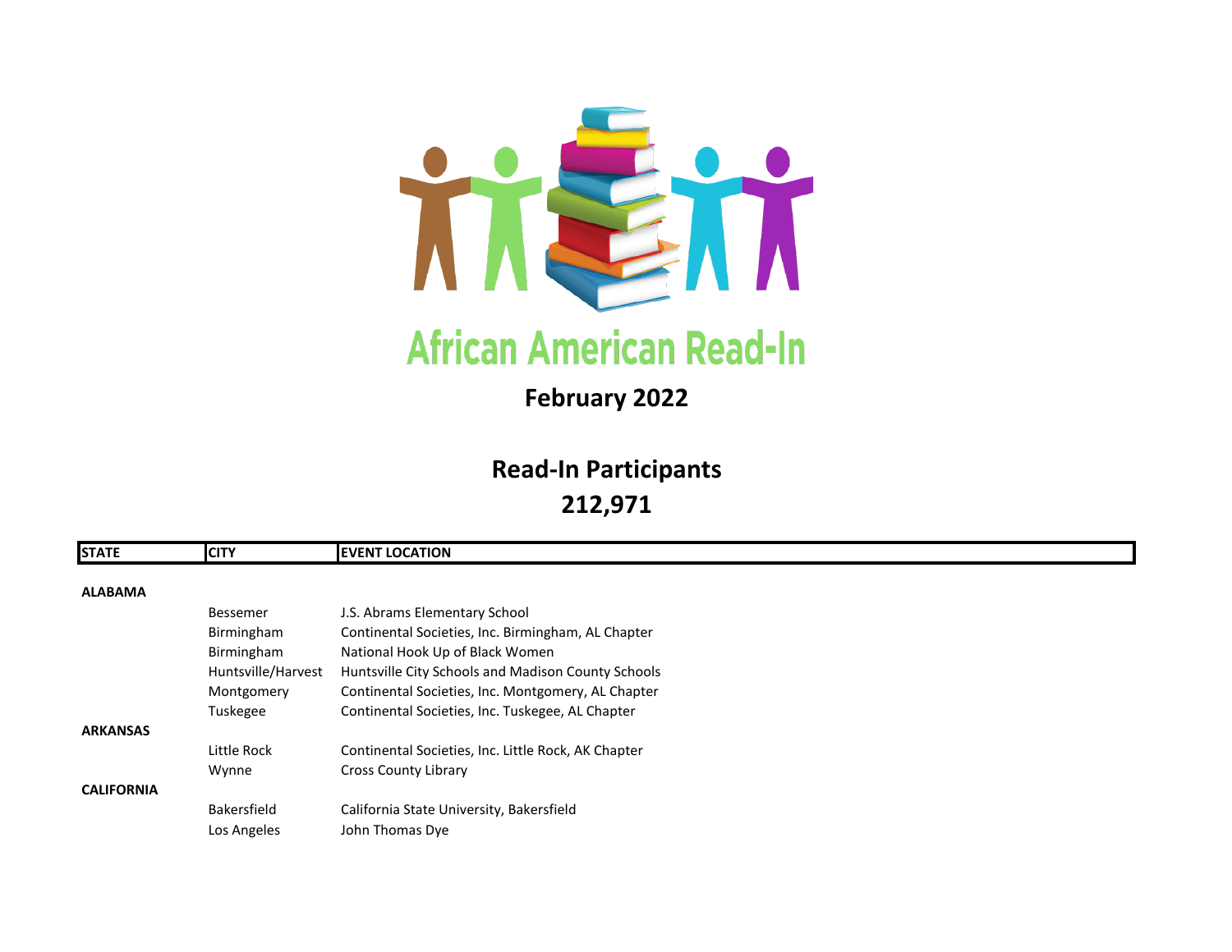# African American Read-In

## February 2022

## Read-In Participants
## 212,971

| STATE | CITY | EVENT LOCATION |
|---|---|---|
| **ALABAMA** | | |
| | Bessemer | J.S. Abrams Elementary School |
| | Birmingham | Continental Societies, Inc. Birmingham, AL Chapter |
| | Birmingham | National Hook Up of Black Women |
| | Huntsville/Harvest | Huntsville City Schools and Madison County Schools |
| | Montgomery | Continental Societies, Inc. Montgomery, AL Chapter |
| | Tuskegee | Continental Societies, Inc. Tuskegee, AL Chapter |
| **ARKANSAS** | | |
| | Little Rock | Continental Societies, Inc. Little Rock, AK Chapter |
| | Wynne | Cross County Library |
| **CALIFORNIA** | | |
| | Bakersfield | California State University, Bakersfield |
| | Los Angeles | John Thomas Dye |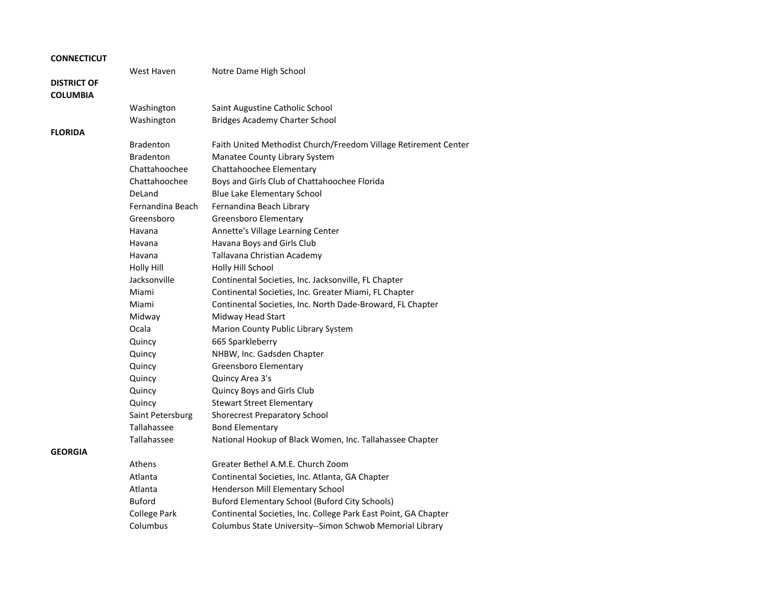| State | City | Organization |
|---|---|---|
| **CONNECTICUT** | | |
| | West Haven | Notre Dame High School |
| **DISTRICT OF COLUMBIA** | | |
| | Washington | Saint Augustine Catholic School |
| | Washington | Bridges Academy Charter School |
| **FLORIDA** | | |
| | Bradenton | Faith United Methodist Church/Freedom Village Retirement Center |
| | Bradenton | Manatee County Library System |
| | Chattahoochee | Chattahoochee Elementary |
| | Chattahoochee | Boys and Girls Club of Chattahoochee Florida |
| | DeLand | Blue Lake Elementary School |
| | Fernandina Beach | Fernandina Beach Library |
| | Greensboro | Greensboro Elementary |
| | Havana | Annette's Village Learning Center |
| | Havana | Havana Boys and Girls Club |
| | Havana | Tallavana Christian Academy |
| | Holly Hill | Holly Hill School |
| | Jacksonville | Continental Societies, Inc. Jacksonville, FL Chapter |
| | Miami | Continental Societies, Inc. Greater Miami, FL Chapter |
| | Miami | Continental Societies, Inc. North Dade-Broward, FL Chapter |
| | Midway | Midway Head Start |
| | Ocala | Marion County Public Library System |
| | Quincy | 665 Sparkleberry |
| | Quincy | NHBW, Inc. Gadsden Chapter |
| | Quincy | Greensboro Elementary |
| | Quincy | Quincy Area 3's |
| | Quincy | Quincy Boys and Girls Club |
| | Quincy | Stewart Street Elementary |
| | Saint Petersburg | Shorecrest Preparatory School |
| | Tallahassee | Bond Elementary |
| | Tallahassee | National Hookup of Black Women, Inc. Tallahassee Chapter |
| **GEORGIA** | | |
| | Athens | Greater Bethel A.M.E. Church Zoom |
| | Atlanta | Continental Societies, Inc. Atlanta, GA Chapter |
| | Atlanta | Henderson Mill Elementary School |
| | Buford | Buford Elementary School (Buford City Schools) |
| | College Park | Continental Societies, Inc. College Park East Point, GA Chapter |
| | Columbus | Columbus State University--Simon Schwob Memorial Library |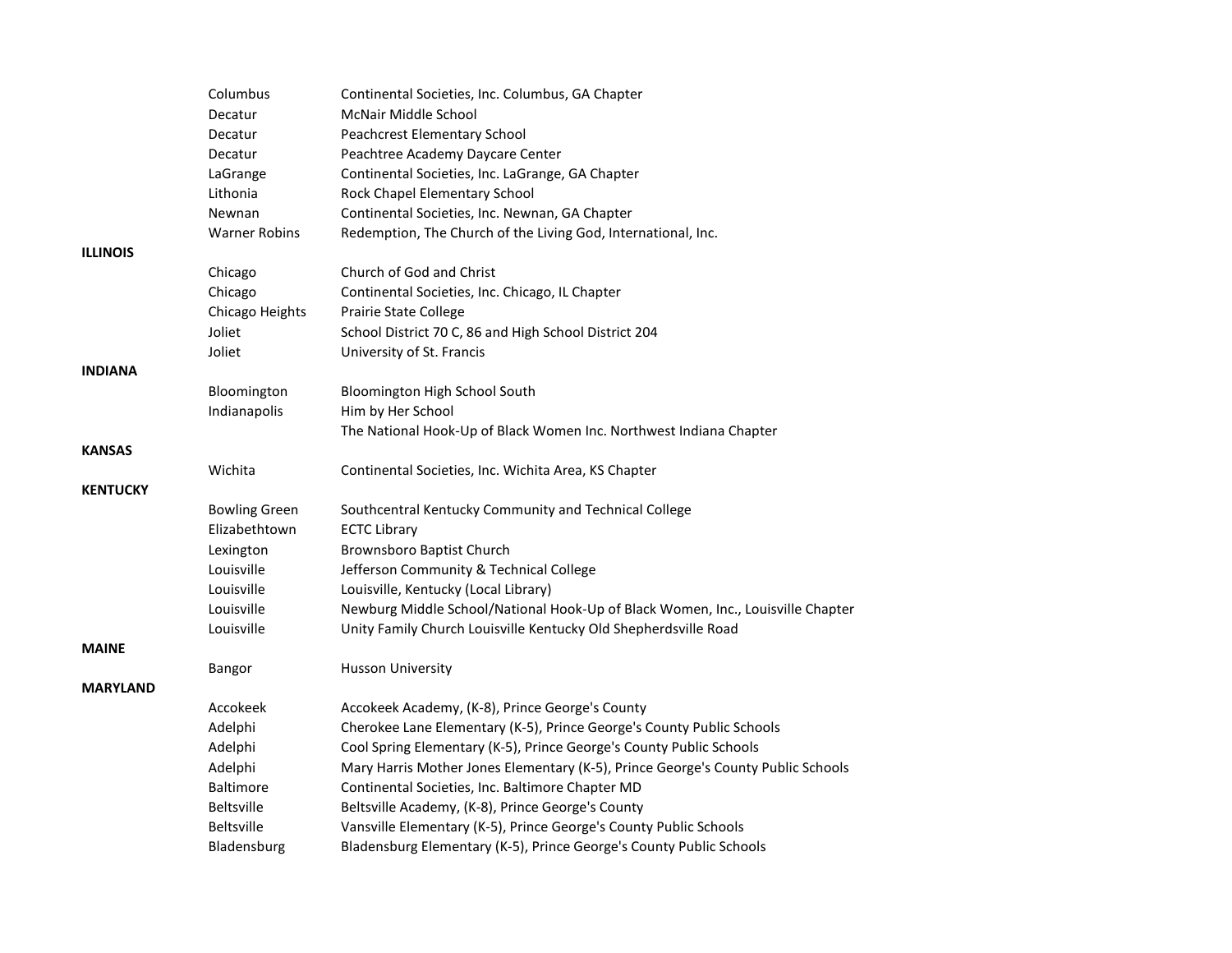| | | |
|---|---|---|
| | Columbus | Continental Societies, Inc. Columbus, GA Chapter |
| | Decatur | McNair Middle School |
| | Decatur | Peachcrest Elementary School |
| | Decatur | Peachtree Academy Daycare Center |
| | LaGrange | Continental Societies, Inc. LaGrange, GA Chapter |
| | Lithonia | Rock Chapel Elementary School |
| | Newnan | Continental Societies, Inc. Newnan, GA Chapter |
| | Warner Robins | Redemption, The Church of the Living God, International, Inc. |
| **ILLINOIS** | | |
| | Chicago | Church of God and Christ |
| | Chicago | Continental Societies, Inc. Chicago, IL Chapter |
| | Chicago Heights | Prairie State College |
| | Joliet | School District 70 C, 86 and High School District 204 |
| | Joliet | University of St. Francis |
| **INDIANA** | | |
| | Bloomington | Bloomington High School South |
| | Indianapolis | Him by Her School |
| | | The National Hook-Up of Black Women Inc. Northwest Indiana Chapter |
| **KANSAS** | | |
| | Wichita | Continental Societies, Inc. Wichita Area, KS Chapter |
| **KENTUCKY** | | |
| | Bowling Green | Southcentral Kentucky Community and Technical College |
| | Elizabethtown | ECTC Library |
| | Lexington | Brownsboro Baptist Church |
| | Louisville | Jefferson Community & Technical College |
| | Louisville | Louisville, Kentucky (Local Library) |
| | Louisville | Newburg Middle School/National Hook-Up of Black Women, Inc., Louisville Chapter |
| | Louisville | Unity Family Church Louisville Kentucky Old Shepherdsville Road |
| **MAINE** | | |
| | Bangor | Husson University |
| **MARYLAND** | | |
| | Accokeek | Accokeek Academy, (K-8), Prince George's County |
| | Adelphi | Cherokee Lane Elementary (K-5), Prince George's County Public Schools |
| | Adelphi | Cool Spring Elementary (K-5), Prince George's County Public Schools |
| | Adelphi | Mary Harris Mother Jones Elementary (K-5), Prince George's County Public Schools |
| | Baltimore | Continental Societies, Inc. Baltimore Chapter MD |
| | Beltsville | Beltsville Academy, (K-8), Prince George's County |
| | Beltsville | Vansville Elementary (K-5), Prince George's County Public Schools |
| | Bladensburg | Bladensburg Elementary (K-5), Prince George's County Public Schools |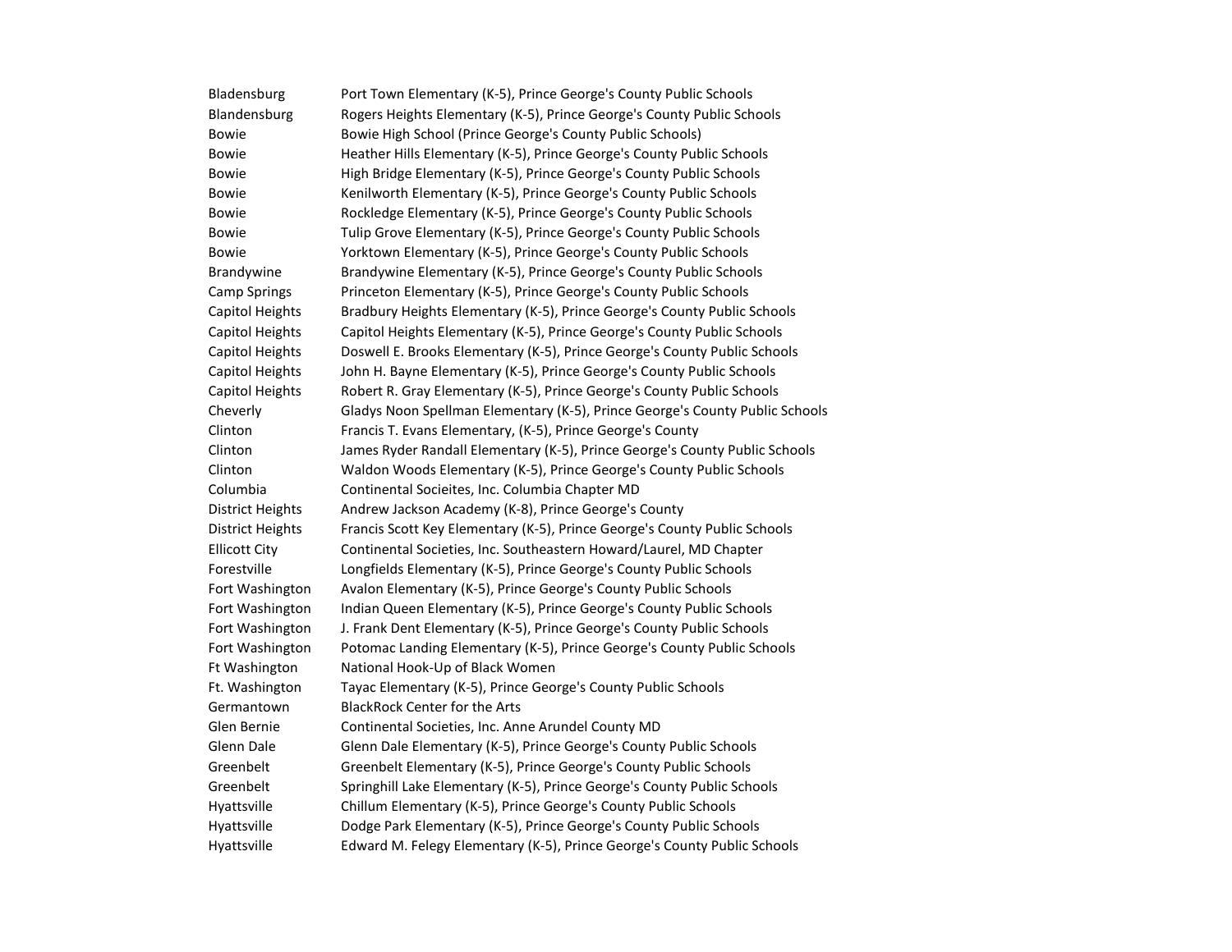| | |
|---|---|
| Bladensburg | Port Town Elementary (K-5), Prince George's County Public Schools |
| Blandensburg | Rogers Heights Elementary (K-5), Prince George's County Public Schools |
| Bowie | Bowie High School (Prince George's County Public Schools) |
| Bowie | Heather Hills Elementary (K-5), Prince George's County Public Schools |
| Bowie | High Bridge Elementary (K-5), Prince George's County Public Schools |
| Bowie | Kenilworth Elementary (K-5), Prince George's County Public Schools |
| Bowie | Rockledge Elementary (K-5), Prince George's County Public Schools |
| Bowie | Tulip Grove Elementary (K-5), Prince George's County Public Schools |
| Bowie | Yorktown Elementary (K-5), Prince George's County Public Schools |
| Brandywine | Brandywine Elementary (K-5), Prince George's County Public Schools |
| Camp Springs | Princeton Elementary (K-5), Prince George's County Public Schools |
| Capitol Heights | Bradbury Heights Elementary (K-5), Prince George's County Public Schools |
| Capitol Heights | Capitol Heights Elementary (K-5), Prince George's County Public Schools |
| Capitol Heights | Doswell E. Brooks Elementary (K-5), Prince George's County Public Schools |
| Capitol Heights | John H. Bayne Elementary (K-5), Prince George's County Public Schools |
| Capitol Heights | Robert R. Gray Elementary (K-5), Prince George's County Public Schools |
| Cheverly | Gladys Noon Spellman Elementary (K-5), Prince George's County Public Schools |
| Clinton | Francis T. Evans Elementary, (K-5), Prince George's County |
| Clinton | James Ryder Randall Elementary (K-5), Prince George's County Public Schools |
| Clinton | Waldon Woods Elementary (K-5), Prince George's County Public Schools |
| Columbia | Continental Socieites, Inc. Columbia Chapter MD |
| District Heights | Andrew Jackson Academy (K-8), Prince George's County |
| District Heights | Francis Scott Key Elementary (K-5), Prince George's County Public Schools |
| Ellicott City | Continental Societies, Inc. Southeastern Howard/Laurel, MD Chapter |
| Forestville | Longfields Elementary (K-5), Prince George's County Public Schools |
| Fort Washington | Avalon Elementary (K-5), Prince George's County Public Schools |
| Fort Washington | Indian Queen Elementary (K-5), Prince George's County Public Schools |
| Fort Washington | J. Frank Dent Elementary (K-5), Prince George's County Public Schools |
| Fort Washington | Potomac Landing Elementary (K-5), Prince George's County Public Schools |
| Ft Washington | National Hook-Up of Black Women |
| Ft. Washington | Tayac Elementary (K-5), Prince George's County Public Schools |
| Germantown | BlackRock Center for the Arts |
| Glen Bernie | Continental Societies, Inc. Anne Arundel County MD |
| Glenn Dale | Glenn Dale Elementary (K-5), Prince George's County Public Schools |
| Greenbelt | Greenbelt Elementary (K-5), Prince George's County Public Schools |
| Greenbelt | Springhill Lake Elementary (K-5), Prince George's County Public Schools |
| Hyattsville | Chillum Elementary (K-5), Prince George's County Public Schools |
| Hyattsville | Dodge Park Elementary (K-5), Prince George's County Public Schools |
| Hyattsville | Edward M. Felegy Elementary (K-5), Prince George's County Public Schools |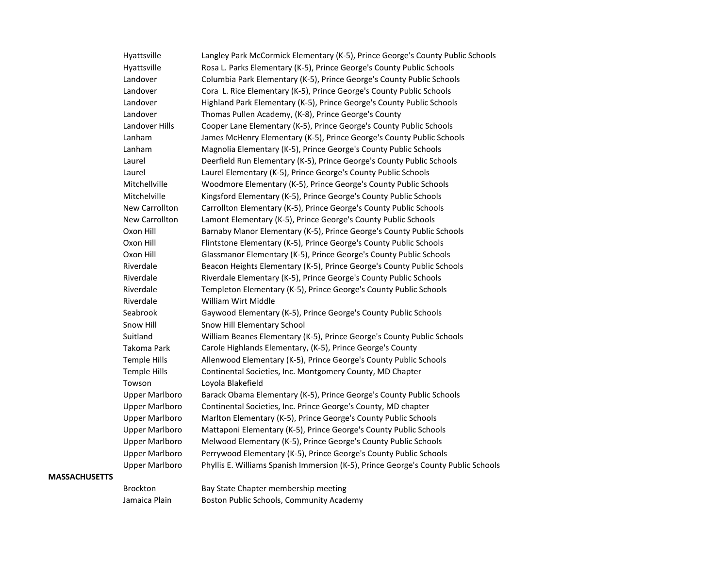| | | |
|---|---|---|
| | Hyattsville | Langley Park McCormick Elementary (K-5), Prince George's County Public Schools |
| | Hyattsville | Rosa L. Parks Elementary (K-5), Prince George's County Public Schools |
| | Landover | Columbia Park Elementary (K-5), Prince George's County Public Schools |
| | Landover | Cora L. Rice Elementary (K-5), Prince George's County Public Schools |
| | Landover | Highland Park Elementary (K-5), Prince George's County Public Schools |
| | Landover | Thomas Pullen Academy, (K-8), Prince George's County |
| | Landover Hills | Cooper Lane Elementary (K-5), Prince George's County Public Schools |
| | Lanham | James McHenry Elementary (K-5), Prince George's County Public Schools |
| | Lanham | Magnolia Elementary (K-5), Prince George's County Public Schools |
| | Laurel | Deerfield Run Elementary (K-5), Prince George's County Public Schools |
| | Laurel | Laurel Elementary (K-5), Prince George's County Public Schools |
| | Mitchellville | Woodmore Elementary (K-5), Prince George's County Public Schools |
| | Mitchelville | Kingsford Elementary (K-5), Prince George's County Public Schools |
| | New Carrollton | Carrollton Elementary (K-5), Prince George's County Public Schools |
| | New Carrollton | Lamont Elementary (K-5), Prince George's County Public Schools |
| | Oxon Hill | Barnaby Manor Elementary (K-5), Prince George's County Public Schools |
| | Oxon Hill | Flintstone Elementary (K-5), Prince George's County Public Schools |
| | Oxon Hill | Glassmanor Elementary (K-5), Prince George's County Public Schools |
| | Riverdale | Beacon Heights Elementary (K-5), Prince George's County Public Schools |
| | Riverdale | Riverdale Elementary (K-5), Prince George's County Public Schools |
| | Riverdale | Templeton Elementary (K-5), Prince George's County Public Schools |
| | Riverdale | William Wirt Middle |
| | Seabrook | Gaywood Elementary (K-5), Prince George's County Public Schools |
| | Snow Hill | Snow Hill Elementary School |
| | Suitland | William Beanes Elementary (K-5), Prince George's County Public Schools |
| | Takoma Park | Carole Highlands Elementary, (K-5), Prince George's County |
| | Temple Hills | Allenwood Elementary (K-5), Prince George's County Public Schools |
| | Temple Hills | Continental Societies, Inc. Montgomery County, MD Chapter |
| | Towson | Loyola Blakefield |
| | Upper Marlboro | Barack Obama Elementary (K-5), Prince George's County Public Schools |
| | Upper Marlboro | Continental Societies, Inc. Prince George's County, MD chapter |
| | Upper Marlboro | Marlton Elementary (K-5), Prince George's County Public Schools |
| | Upper Marlboro | Mattaponi Elementary (K-5), Prince George's County Public Schools |
| | Upper Marlboro | Melwood Elementary (K-5), Prince George's County Public Schools |
| | Upper Marlboro | Perrywood Elementary (K-5), Prince George's County Public Schools |
| | Upper Marlboro | Phyllis E. Williams Spanish Immersion (K-5), Prince George's County Public Schools |
| **MASSACHUSETTS** | | |
| | Brockton | Bay State Chapter membership meeting |
| | Jamaica Plain | Boston Public Schools, Community Academy |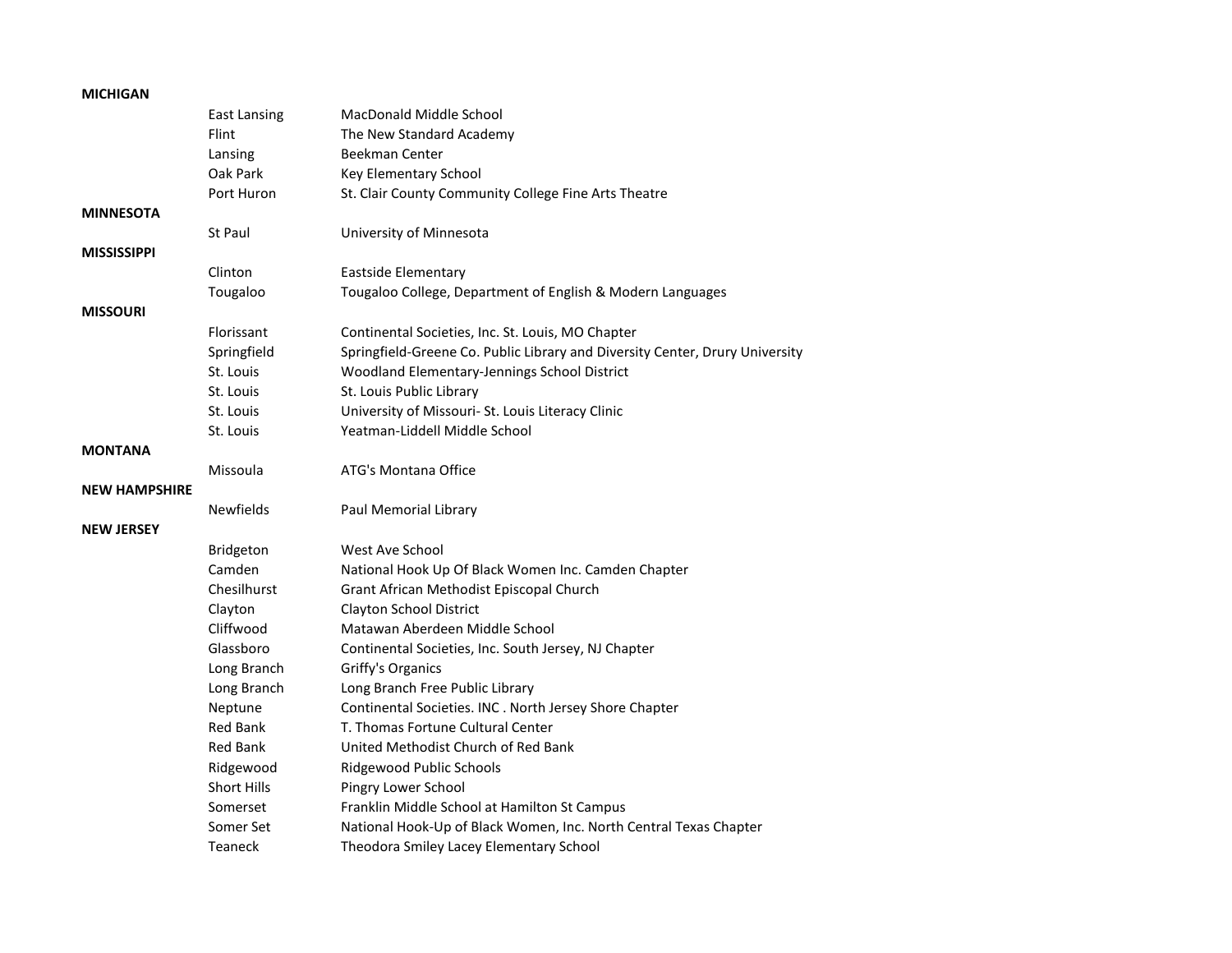| | | |
|---|---|---|
| **MICHIGAN** | | |
| | East Lansing | MacDonald Middle School |
| | Flint | The New Standard Academy |
| | Lansing | Beekman Center |
| | Oak Park | Key Elementary School |
| | Port Huron | St. Clair County Community College Fine Arts Theatre |
| **MINNESOTA** | | |
| | St Paul | University of Minnesota |
| **MISSISSIPPI** | | |
| | Clinton | Eastside Elementary |
| | Tougaloo | Tougaloo College, Department of English & Modern Languages |
| **MISSOURI** | | |
| | Florissant | Continental Societies, Inc. St. Louis, MO Chapter |
| | Springfield | Springfield-Greene Co. Public Library and Diversity Center, Drury University |
| | St. Louis | Woodland Elementary-Jennings School District |
| | St. Louis | St. Louis Public Library |
| | St. Louis | University of Missouri- St. Louis Literacy Clinic |
| | St. Louis | Yeatman-Liddell Middle School |
| **MONTANA** | | |
| | Missoula | ATG's Montana Office |
| **NEW HAMPSHIRE** | | |
| | Newfields | Paul Memorial Library |
| **NEW JERSEY** | | |
| | Bridgeton | West Ave School |
| | Camden | National Hook Up Of Black Women Inc. Camden Chapter |
| | Chesilhurst | Grant African Methodist Episcopal Church |
| | Clayton | Clayton School District |
| | Cliffwood | Matawan Aberdeen Middle School |
| | Glassboro | Continental Societies, Inc. South Jersey, NJ Chapter |
| | Long Branch | Griffy's Organics |
| | Long Branch | Long Branch Free Public Library |
| | Neptune | Continental Societies. INC . North Jersey Shore Chapter |
| | Red Bank | T. Thomas Fortune Cultural Center |
| | Red Bank | United Methodist Church of Red Bank |
| | Ridgewood | Ridgewood Public Schools |
| | Short Hills | Pingry Lower School |
| | Somerset | Franklin Middle School at Hamilton St Campus |
| | Somer Set | National Hook-Up of Black Women, Inc. North Central Texas Chapter |
| | Teaneck | Theodora Smiley Lacey Elementary School |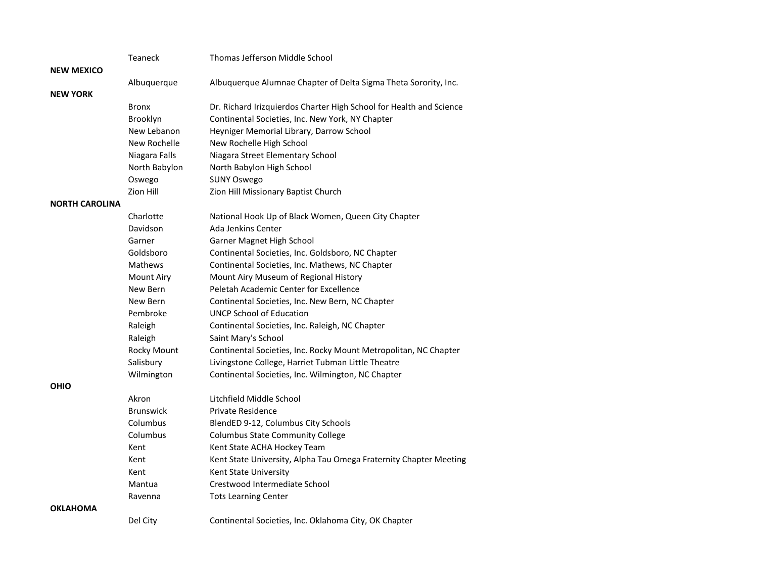| State | City | Organization |
|---|---|---|
| | Teaneck | Thomas Jefferson Middle School |
| **NEW MEXICO** | | |
| | Albuquerque | Albuquerque Alumnae Chapter of Delta Sigma Theta Sorority, Inc. |
| **NEW YORK** | | |
| | Bronx | Dr. Richard Irizquierdos Charter High School for Health and Science |
| | Brooklyn | Continental Societies, Inc. New York, NY Chapter |
| | New Lebanon | Heyniger Memorial Library, Darrow School |
| | New Rochelle | New Rochelle High School |
| | Niagara Falls | Niagara Street Elementary School |
| | North Babylon | North Babylon High School |
| | Oswego | SUNY Oswego |
| | Zion Hill | Zion Hill Missionary Baptist Church |
| **NORTH CAROLINA** | | |
| | Charlotte | National Hook Up of Black Women, Queen City Chapter |
| | Davidson | Ada Jenkins Center |
| | Garner | Garner Magnet High School |
| | Goldsboro | Continental Societies, Inc. Goldsboro, NC Chapter |
| | Mathews | Continental Societies, Inc. Mathews, NC Chapter |
| | Mount Airy | Mount Airy Museum of Regional History |
| | New Bern | Peletah Academic Center for Excellence |
| | New Bern | Continental Societies, Inc. New Bern, NC Chapter |
| | Pembroke | UNCP School of Education |
| | Raleigh | Continental Societies, Inc. Raleigh, NC Chapter |
| | Raleigh | Saint Mary's School |
| | Rocky Mount | Continental Societies, Inc. Rocky Mount Metropolitan, NC Chapter |
| | Salisbury | Livingstone College, Harriet Tubman Little Theatre |
| | Wilmington | Continental Societies, Inc. Wilmington, NC Chapter |
| **OHIO** | | |
| | Akron | Litchfield Middle School |
| | Brunswick | Private Residence |
| | Columbus | BlendED 9-12, Columbus City Schools |
| | Columbus | Columbus State Community College |
| | Kent | Kent State ACHA Hockey Team |
| | Kent | Kent State University, Alpha Tau Omega Fraternity Chapter Meeting |
| | Kent | Kent State University |
| | Mantua | Crestwood Intermediate School |
| | Ravenna | Tots Learning Center |
| **OKLAHOMA** | | |
| | Del City | Continental Societies, Inc. Oklahoma City, OK Chapter |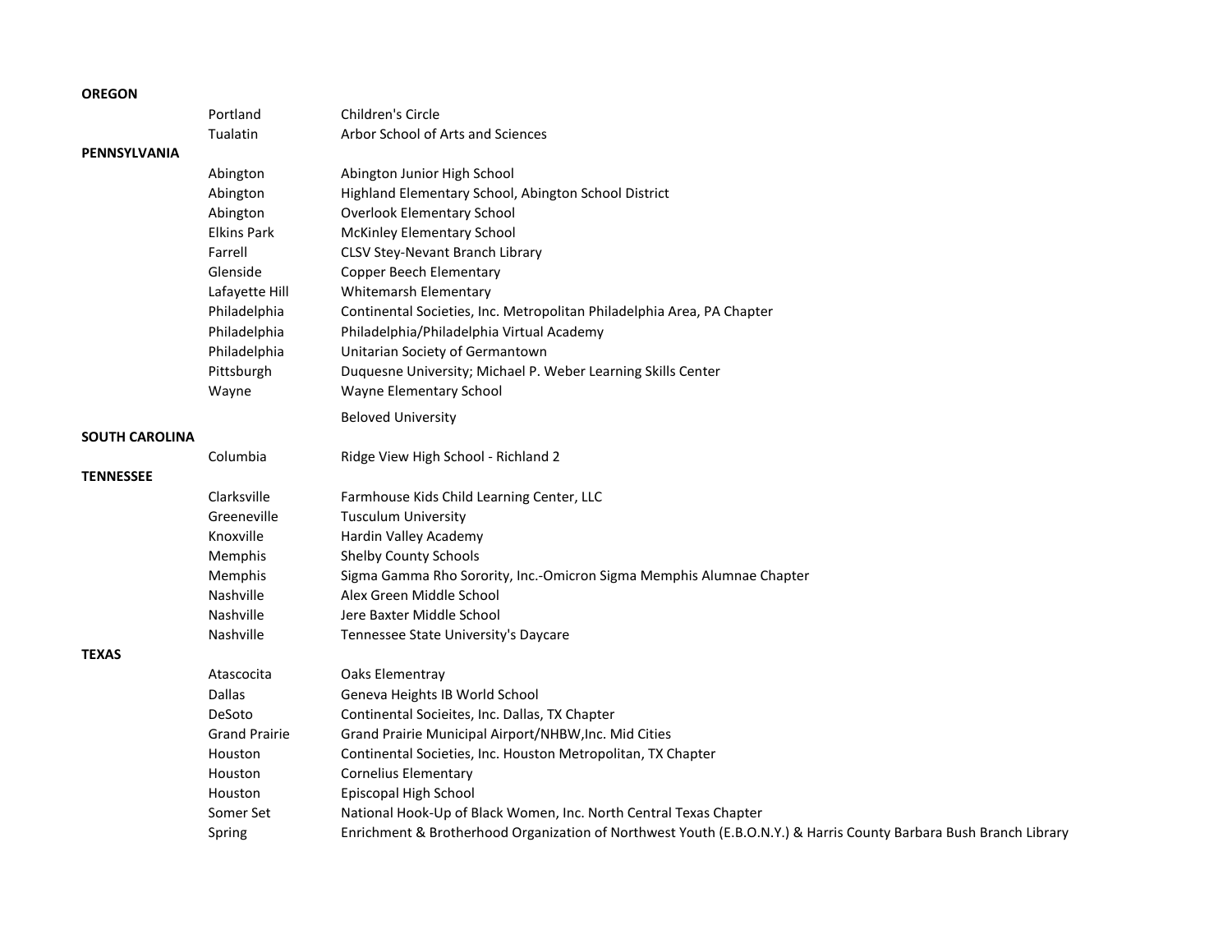| State | City | Organization |
|---|---|---|
| **OREGON** | | |
| | Portland | Children's Circle |
| | Tualatin | Arbor School of Arts and Sciences |
| **PENNSYLVANIA** | | |
| | Abington | Abington Junior High School |
| | Abington | Highland Elementary School, Abington School District |
| | Abington | Overlook Elementary School |
| | Elkins Park | McKinley Elementary School |
| | Farrell | CLSV Stey-Nevant Branch Library |
| | Glenside | Copper Beech Elementary |
| | Lafayette Hill | Whitemarsh Elementary |
| | Philadelphia | Continental Societies, Inc. Metropolitan Philadelphia Area, PA Chapter |
| | Philadelphia | Philadelphia/Philadelphia Virtual Academy |
| | Philadelphia | Unitarian Society of Germantown |
| | Pittsburgh | Duquesne University; Michael P. Weber Learning Skills Center |
| | Wayne | Wayne Elementary School |
| | | Beloved University |
| **SOUTH CAROLINA** | | |
| | Columbia | Ridge View High School - Richland 2 |
| **TENNESSEE** | | |
| | Clarksville | Farmhouse Kids Child Learning Center, LLC |
| | Greeneville | Tusculum University |
| | Knoxville | Hardin Valley Academy |
| | Memphis | Shelby County Schools |
| | Memphis | Sigma Gamma Rho Sorority, Inc.-Omicron Sigma Memphis Alumnae Chapter |
| | Nashville | Alex Green Middle School |
| | Nashville | Jere Baxter Middle School |
| | Nashville | Tennessee State University's Daycare |
| **TEXAS** | | |
| | Atascocita | Oaks Elementray |
| | Dallas | Geneva Heights IB World School |
| | DeSoto | Continental Socieites, Inc. Dallas, TX Chapter |
| | Grand Prairie | Grand Prairie Municipal Airport/NHBW,Inc. Mid Cities |
| | Houston | Continental Societies, Inc. Houston Metropolitan, TX Chapter |
| | Houston | Cornelius Elementary |
| | Houston | Episcopal High School |
| | Somer Set | National Hook-Up of Black Women, Inc. North Central Texas Chapter |
| | Spring | Enrichment & Brotherhood Organization of Northwest Youth (E.B.O.N.Y.) & Harris County Barbara Bush Branch Library |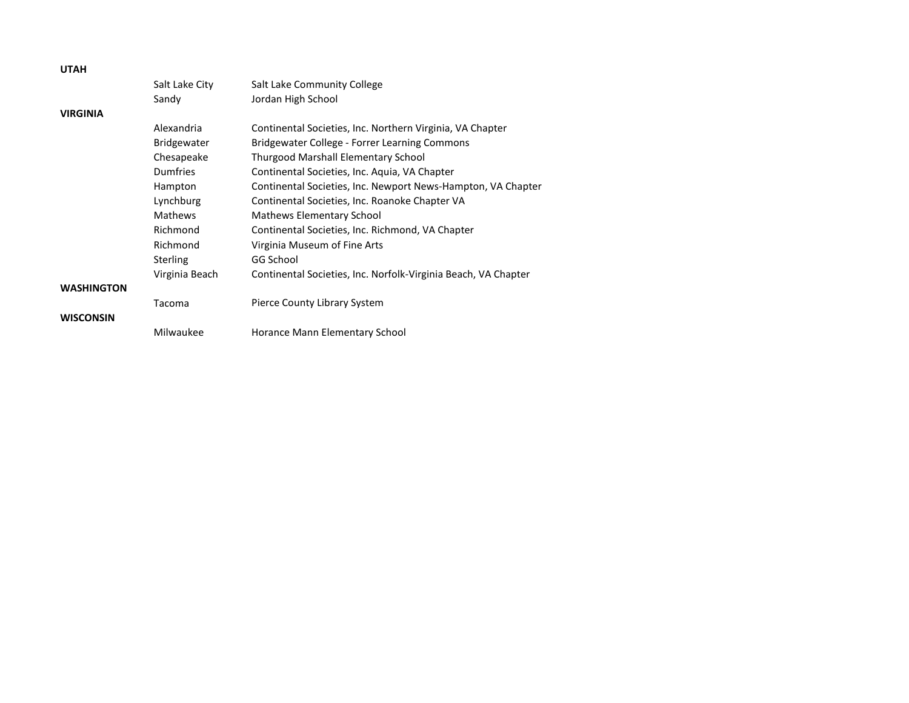| | | |
|---|---|---|
| **UTAH** | | |
| | Salt Lake City | Salt Lake Community College |
| | Sandy | Jordan High School |
| **VIRGINIA** | | |
| | Alexandria | Continental Societies, Inc. Northern Virginia, VA Chapter |
| | Bridgewater | Bridgewater College - Forrer Learning Commons |
| | Chesapeake | Thurgood Marshall Elementary School |
| | Dumfries | Continental Societies, Inc. Aquia, VA Chapter |
| | Hampton | Continental Societies, Inc. Newport News-Hampton, VA Chapter |
| | Lynchburg | Continental Societies, Inc. Roanoke Chapter VA |
| | Mathews | Mathews Elementary School |
| | Richmond | Continental Societies, Inc. Richmond, VA Chapter |
| | Richmond | Virginia Museum of Fine Arts |
| | Sterling | GG School |
| | Virginia Beach | Continental Societies, Inc. Norfolk-Virginia Beach, VA Chapter |
| **WASHINGTON** | | |
| | Tacoma | Pierce County Library System |
| **WISCONSIN** | | |
| | Milwaukee | Horance Mann Elementary School |